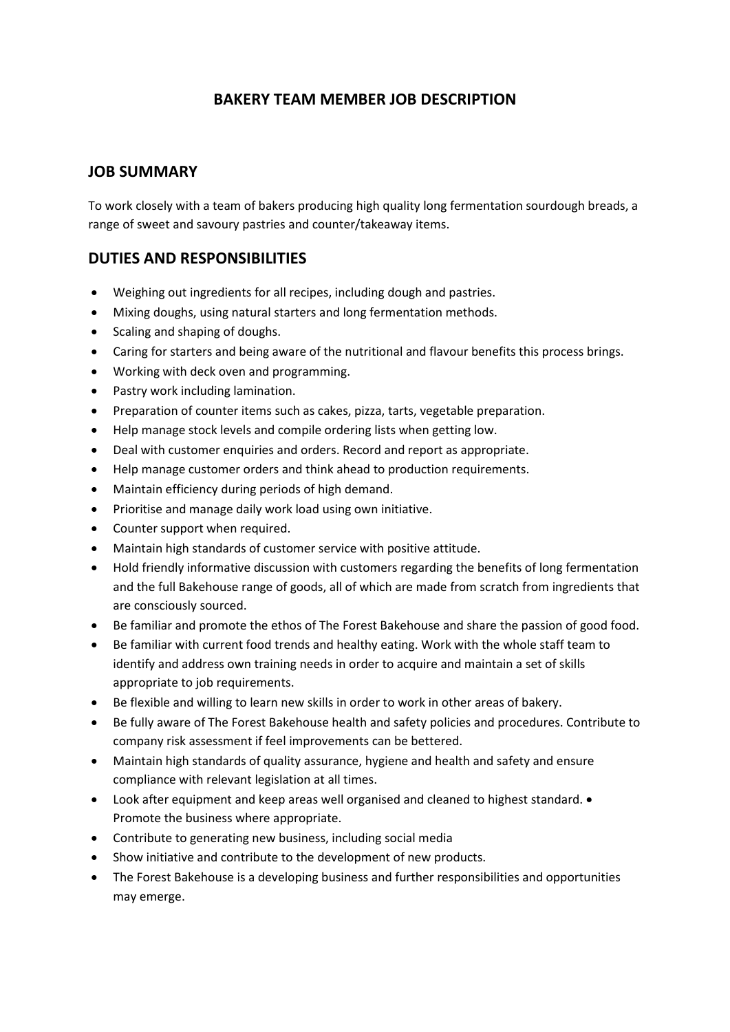# BAKERY TEAM MEMBER JOB DESCRIPTION

## JOB SUMMARY

To work closely with a team of bakers producing high quality long fermentation sourdough breads, a range of sweet and savoury pastries and counter/takeaway items.

## DUTIES AND RESPONSIBILITIES

- Weighing out ingredients for all recipes, including dough and pastries.
- Mixing doughs, using natural starters and long fermentation methods.
- Scaling and shaping of doughs.
- Caring for starters and being aware of the nutritional and flavour benefits this process brings.
- Working with deck oven and programming.
- Pastry work including lamination.
- Preparation of counter items such as cakes, pizza, tarts, vegetable preparation.
- Help manage stock levels and compile ordering lists when getting low.
- Deal with customer enquiries and orders. Record and report as appropriate.
- Help manage customer orders and think ahead to production requirements.
- Maintain efficiency during periods of high demand.
- Prioritise and manage daily work load using own initiative.
- Counter support when required.
- Maintain high standards of customer service with positive attitude.
- Hold friendly informative discussion with customers regarding the benefits of long fermentation and the full Bakehouse range of goods, all of which are made from scratch from ingredients that are consciously sourced.
- Be familiar and promote the ethos of The Forest Bakehouse and share the passion of good food.
- Be familiar with current food trends and healthy eating. Work with the whole staff team to identify and address own training needs in order to acquire and maintain a set of skills appropriate to job requirements.
- Be flexible and willing to learn new skills in order to work in other areas of bakery.
- Be fully aware of The Forest Bakehouse health and safety policies and procedures. Contribute to company risk assessment if feel improvements can be bettered.
- Maintain high standards of quality assurance, hygiene and health and safety and ensure compliance with relevant legislation at all times.
- Look after equipment and keep areas well organised and cleaned to highest standard. • Promote the business where appropriate.
- Contribute to generating new business, including social media
- Show initiative and contribute to the development of new products.
- The Forest Bakehouse is a developing business and further responsibilities and opportunities may emerge.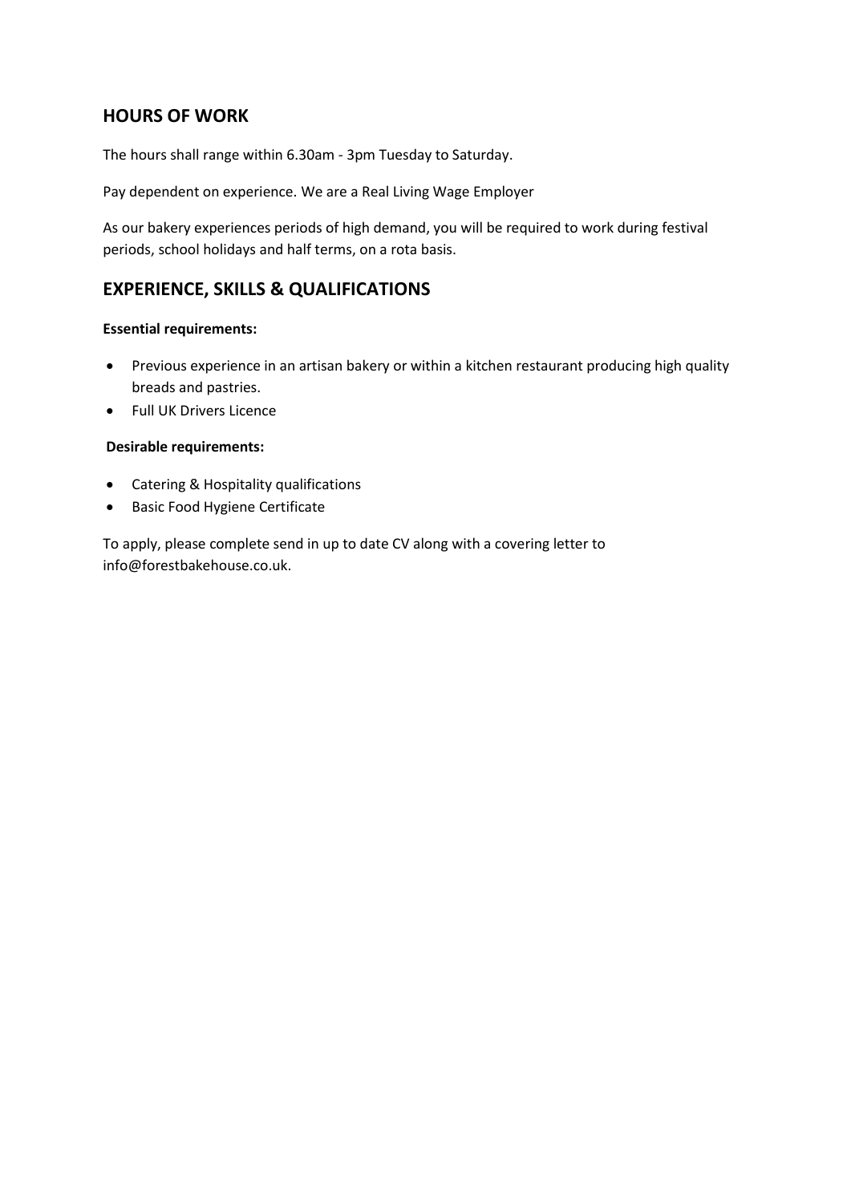## HOURS OF WORK

The hours shall range within 6.30am - 3pm Tuesday to Saturday.

Pay dependent on experience. We are a Real Living Wage Employer

As our bakery experiences periods of high demand, you will be required to work during festival periods, school holidays and half terms, on a rota basis.

## EXPERIENCE, SKILLS & QUALIFICATIONS

**Essential requirements:**

- Previous experience in an artisan bakery or within a kitchen restaurant producing high quality breads and pastries.
- Full UK Drivers Licence

**Desirable requirements:**

- Catering & Hospitality qualifications
- Basic Food Hygiene Certificate

To apply, please complete send in up to date CV along with a covering letter to info@forestbakehouse.co.uk.